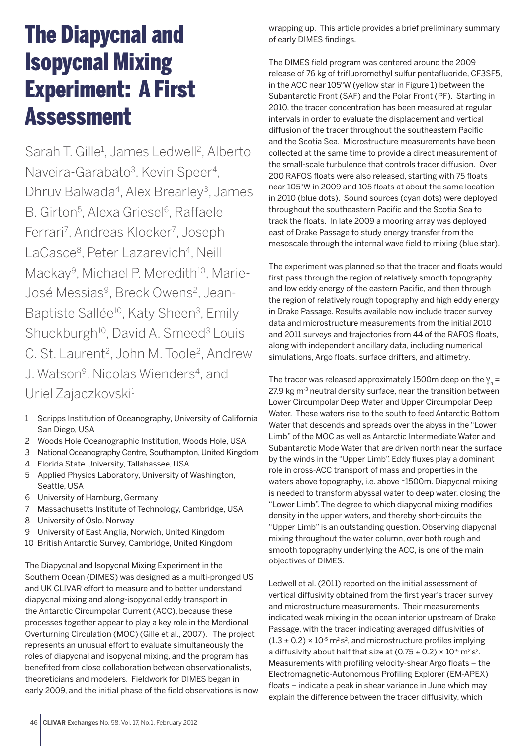# The Diapycnal and Isopycnal Mixing Experiment: A First Assessment

Sarah T. Gille[1], James Ledwell[2], Alberto Naveira-Garabato[3], Kevin Speer[4], Dhruv Balwada[4], Alex Brearley[3], James B. Girton[5], Alexa Griesel[6], Raffaele Ferrari[7], Andreas Klocker[7], Joseph LaCasce[8], Peter Lazarevich[4], Neill Mackay[9], Michael P. Meredith[10], Marie-José Messias[9], Breck Owens[2], Jean-Baptiste Sallée[10], Katy Sheen[3], Emily Shuckburgh[10], David A. Smeed[3] Louis C. St. Laurent[2], John M. Toole[2], Andrew J. Watson[9], Nicolas Wienders[4], and Uriel Zajaczkovski[1]

1. Scripps Institution of Oceanography, University of California San Diego, USA
2. Woods Hole Oceanographic Institution, Woods Hole, USA
3. National Oceanography Centre, Southampton, United Kingdom
4. Florida State University, Tallahassee, USA
5. Applied Physics Laboratory, University of Washington, Seattle, USA
6. University of Hamburg, Germany
7. Massachusetts Institute of Technology, Cambridge, USA
8. University of Oslo, Norway
9. University of East Anglia, Norwich, United Kingdom
10. British Antarctic Survey, Cambridge, United Kingdom

The Diapycnal and Isopycnal Mixing Experiment in the Southern Ocean (DIMES) was designed as a multi-pronged US and UK CLIVAR effort to measure and to better understand diapycnal mixing and along-isopycnal eddy transport in the Antarctic Circumpolar Current (ACC), because these processes together appear to play a key role in the Merdional Overturning Circulation (MOC) (Gille et al., 2007). The project represents an unusual effort to evaluate simultaneously the roles of diapycnal and isopycnal mixing, and the program has benefited from close collaboration between observationalists, theoreticians and modelers. Fieldwork for DIMES began in early 2009, and the initial phase of the field observations is now wrapping up. This article provides a brief preliminary summary of early DIMES findings.

The DIMES field program was centered around the 2009 release of 76 kg of trifluoromethyl sulfur pentafluoride, CF3SF5, in the ACC near 105°W (yellow star in Figure 1) between the Subantarctic Front (SAF) and the Polar Front (PF). Starting in 2010, the tracer concentration has been measured at regular intervals in order to evaluate the displacement and vertical diffusion of the tracer throughout the southeastern Pacific and the Scotia Sea. Microstructure measurements have been collected at the same time to provide a direct measurement of the small-scale turbulence that controls tracer diffusion. Over 200 RAFOS floats were also released, starting with 75 floats near 105°W in 2009 and 105 floats at about the same location in 2010 (blue dots). Sound sources (cyan dots) were deployed throughout the southeastern Pacific and the Scotia Sea to track the floats. In late 2009 a mooring array was deployed east of Drake Passage to study energy transfer from the mesoscale through the internal wave field to mixing (blue star).

The experiment was planned so that the tracer and floats would first pass through the region of relatively smooth topography and low eddy energy of the eastern Pacific, and then through the region of relatively rough topography and high eddy energy in Drake Passage. Results available now include tracer survey data and microstructure measurements from the initial 2010 and 2011 surveys and trajectories from 44 of the RAFOS floats, along with independent ancillary data, including numerical simulations, Argo floats, surface drifters, and altimetry.

The tracer was released approximately 1500m deep on the $\gamma_n$ = 27.9 kg m$^{-3}$ neutral density surface, near the transition between Lower Circumpolar Deep Water and Upper Circumpolar Deep Water. These waters rise to the south to feed Antarctic Bottom Water that descends and spreads over the abyss in the "Lower Limb" of the MOC as well as Antarctic Intermediate Water and Subantarctic Mode Water that are driven north near the surface by the winds in the "Upper Limb". Eddy fluxes play a dominant role in cross-ACC transport of mass and properties in the waters above topography, i.e. above ~1500m. Diapycnal mixing is needed to transform abyssal water to deep water, closing the "Lower Limb". The degree to which diapycnal mixing modifies density in the upper waters, and thereby short-circuits the "Upper Limb" is an outstanding question. Observing diapycnal mixing throughout the water column, over both rough and smooth topography underlying the ACC, is one of the main objectives of DIMES.

Ledwell et al. (2011) reported on the initial assessment of vertical diffusivity obtained from the first year's tracer survey and microstructure measurements. Their measurements indicated weak mixing in the ocean interior upstream of Drake Passage, with the tracer indicating averaged diffusivities of $(1.3 \pm 0.2) \times 10^{-5}$ m$^2$ s$^2$, and microstructure profiles implying a diffusivity about half that size at $(0.75 \pm 0.2) \times 10^{-5}$ m$^2$ s$^2$. Measurements with profiling velocity-shear Argo floats – the Electromagnetic-Autonomous Profiling Explorer (EM-APEX) floats – indicate a peak in shear variance in June which may explain the difference between the tracer diffusivity, which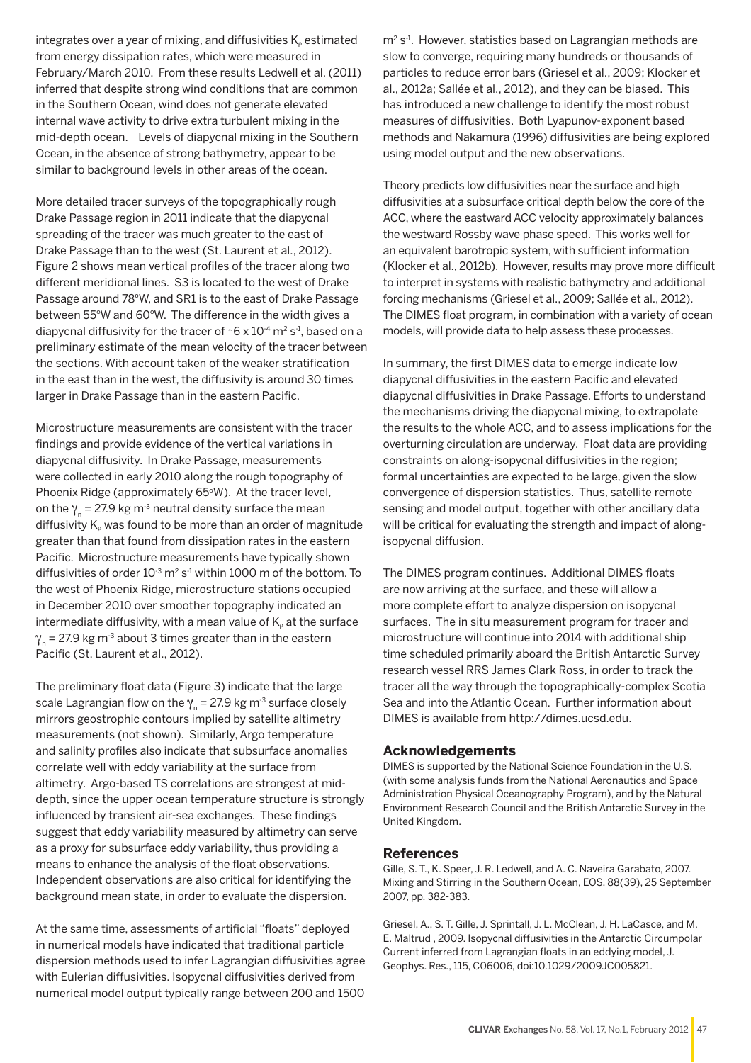integrates over a year of mixing, and diffusivities $K_\rho$ estimated from energy dissipation rates, which were measured in February/March 2010. From these results Ledwell et al. (2011) inferred that despite strong wind conditions that are common in the Southern Ocean, wind does not generate elevated internal wave activity to drive extra turbulent mixing in the mid-depth ocean. Levels of diapycnal mixing in the Southern Ocean, in the absence of strong bathymetry, appear to be similar to background levels in other areas of the ocean.

More detailed tracer surveys of the topographically rough Drake Passage region in 2011 indicate that the diapycnal spreading of the tracer was much greater to the east of Drake Passage than to the west (St. Laurent et al., 2012). Figure 2 shows mean vertical profiles of the tracer along two different meridional lines. S3 is located to the west of Drake Passage around 78°W, and SR1 is to the east of Drake Passage between 55°W and 60°W. The difference in the width gives a diapycnal diffusivity for the tracer of ~6 x $10^{-4}$ m$^2$ s$^{-1}$, based on a preliminary estimate of the mean velocity of the tracer between the sections. With account taken of the weaker stratification in the east than in the west, the diffusivity is around 30 times larger in Drake Passage than in the eastern Pacific.

Microstructure measurements are consistent with the tracer findings and provide evidence of the vertical variations in diapycnal diffusivity. In Drake Passage, measurements were collected in early 2010 along the rough topography of Phoenix Ridge (approximately 65°W). At the tracer level, on the $\gamma_n$ = 27.9 kg m$^{-3}$ neutral density surface the mean diffusivity $K_\rho$ was found to be more than an order of magnitude greater than that found from dissipation rates in the eastern Pacific. Microstructure measurements have typically shown diffusivities of order $10^{-3}$ m$^2$ s$^{-1}$ within 1000 m of the bottom. To the west of Phoenix Ridge, microstructure stations occupied in December 2010 over smoother topography indicated an intermediate diffusivity, with a mean value of $K_\rho$ at the surface $\gamma_n$ = 27.9 kg m$^{-3}$ about 3 times greater than in the eastern Pacific (St. Laurent et al., 2012).

The preliminary float data (Figure 3) indicate that the large scale Lagrangian flow on the $\gamma_n$ = 27.9 kg m$^{-3}$ surface closely mirrors geostrophic contours implied by satellite altimetry measurements (not shown). Similarly, Argo temperature and salinity profiles also indicate that subsurface anomalies correlate well with eddy variability at the surface from altimetry. Argo-based TS correlations are strongest at mid-depth, since the upper ocean temperature structure is strongly influenced by transient air-sea exchanges. These findings suggest that eddy variability measured by altimetry can serve as a proxy for subsurface eddy variability, thus providing a means to enhance the analysis of the float observations. Independent observations are also critical for identifying the background mean state, in order to evaluate the dispersion.

At the same time, assessments of artificial "floats" deployed in numerical models have indicated that traditional particle dispersion methods used to infer Lagrangian diffusivities agree with Eulerian diffusivities. Isopycnal diffusivities derived from numerical model output typically range between 200 and 1500 m$^2$ s$^{-1}$. However, statistics based on Lagrangian methods are slow to converge, requiring many hundreds or thousands of particles to reduce error bars (Griesel et al., 2009; Klocker et al., 2012a; Sallée et al., 2012), and they can be biased. This has introduced a new challenge to identify the most robust measures of diffusivities. Both Lyapunov-exponent based methods and Nakamura (1996) diffusivities are being explored using model output and the new observations.

Theory predicts low diffusivities near the surface and high diffusivities at a subsurface critical depth below the core of the ACC, where the eastward ACC velocity approximately balances the westward Rossby wave phase speed. This works well for an equivalent barotropic system, with sufficient information (Klocker et al., 2012b). However, results may prove more difficult to interpret in systems with realistic bathymetry and additional forcing mechanisms (Griesel et al., 2009; Sallée et al., 2012). The DIMES float program, in combination with a variety of ocean models, will provide data to help assess these processes.

In summary, the first DIMES data to emerge indicate low diapycnal diffusivities in the eastern Pacific and elevated diapycnal diffusivities in Drake Passage. Efforts to understand the mechanisms driving the diapycnal mixing, to extrapolate the results to the whole ACC, and to assess implications for the overturning circulation are underway. Float data are providing constraints on along-isopycnal diffusivities in the region; formal uncertainties are expected to be large, given the slow convergence of dispersion statistics. Thus, satellite remote sensing and model output, together with other ancillary data will be critical for evaluating the strength and impact of along-isopycnal diffusion.

The DIMES program continues. Additional DIMES floats are now arriving at the surface, and these will allow a more complete effort to analyze dispersion on isopycnal surfaces. The in situ measurement program for tracer and microstructure will continue into 2014 with additional ship time scheduled primarily aboard the British Antarctic Survey research vessel RRS James Clark Ross, in order to track the tracer all the way through the topographically-complex Scotia Sea and into the Atlantic Ocean. Further information about DIMES is available from http://dimes.ucsd.edu.

## Acknowledgements

DIMES is supported by the National Science Foundation in the U.S. (with some analysis funds from the National Aeronautics and Space Administration Physical Oceanography Program), and by the Natural Environment Research Council and the British Antarctic Survey in the United Kingdom.

## References

Gille, S. T., K. Speer, J. R. Ledwell, and A. C. Naveira Garabato, 2007. Mixing and Stirring in the Southern Ocean, EOS, 88(39), 25 September 2007, pp. 382-383.

Griesel, A., S. T. Gille, J. Sprintall, J. L. McClean, J. H. LaCasce, and M. E. Maltrud , 2009. Isopycnal diffusivities in the Antarctic Circumpolar Current inferred from Lagrangian floats in an eddying model, J. Geophys. Res., 115, C06006, doi:10.1029/2009JC005821.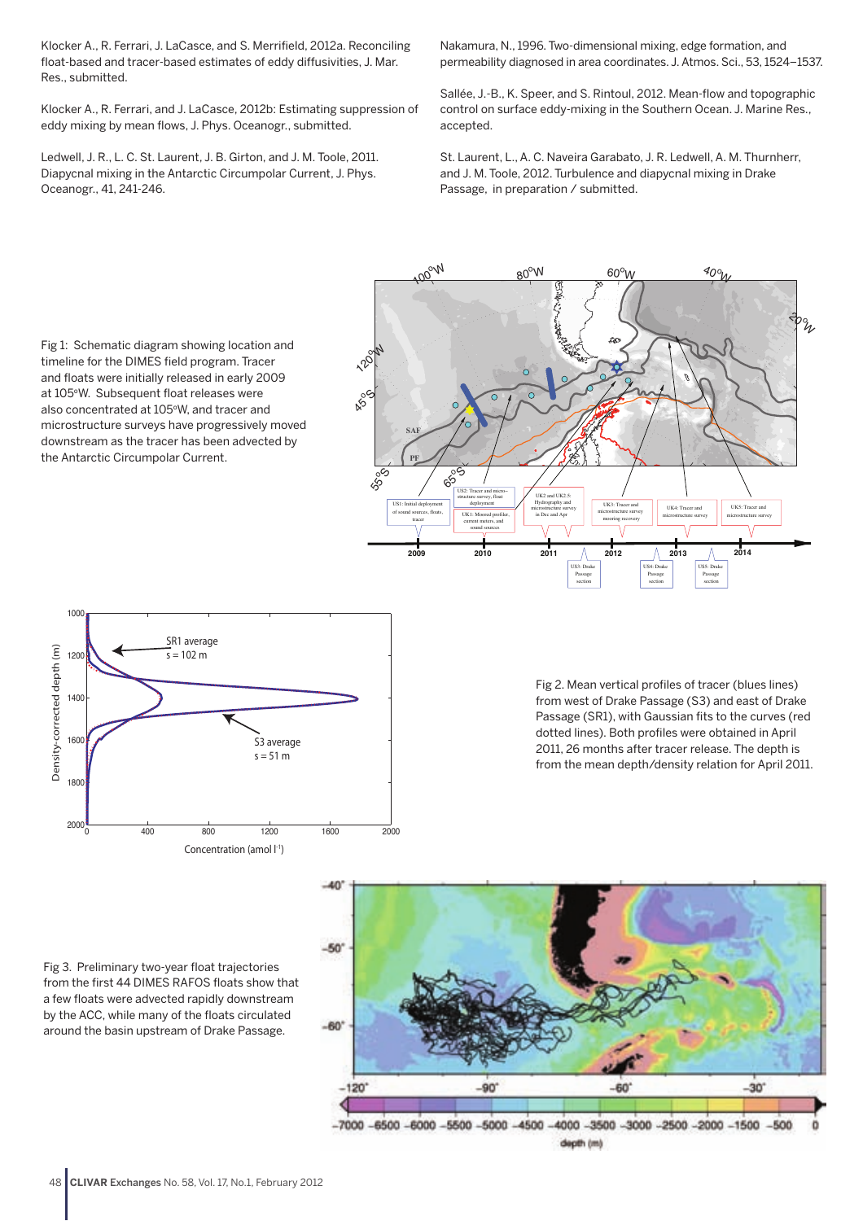Klocker A., R. Ferrari, J. LaCasce, and S. Merrifield, 2012a. Reconciling float-based and tracer-based estimates of eddy diffusivities, J. Mar. Res., submitted.

Klocker A., R. Ferrari, and J. LaCasce, 2012b: Estimating suppression of eddy mixing by mean flows, J. Phys. Oceanogr., submitted.

Ledwell, J. R., L. C. St. Laurent, J. B. Girton, and J. M. Toole, 2011. Diapycnal mixing in the Antarctic Circumpolar Current, J. Phys. Oceanogr., 41, 241-246.

Nakamura, N., 1996. Two-dimensional mixing, edge formation, and permeability diagnosed in area coordinates. J. Atmos. Sci., 53, 1524–1537.

Sallée, J.-B., K. Speer, and S. Rintoul, 2012. Mean-flow and topographic control on surface eddy-mixing in the Southern Ocean. J. Marine Res., accepted.

St. Laurent, L., A. C. Naveira Garabato, J. R. Ledwell, A. M. Thurnherr, and J. M. Toole, 2012. Turbulence and diapycnal mixing in Drake Passage, in preparation / submitted.

100°W
80°W
60°W
40°W
20°W
120°W
45°S
55°S
65°S
SAF
PF

US1: Initial deployment of sound sources, floats, tracer
US2: Tracer and microstructure survey, float deployment
UK1: Moored profiler, current meters, and sound sources
UK2 and UK2.5: Hydrography and microstructure survey in Dec and Apr
UK3: Tracer and microstructure survey mooring recovery
UK4: Tracer and microstructure survey
UK5: Tracer and microstructure survey
US3: Drake Passage section
US4: Drake Passage section
US5: Drake Passage section

2009
2010
2011
2012
2013
2014

Fig 1: Schematic diagram showing location and timeline for the DIMES field program. Tracer and floats were initially released in early 2009 at 105°W. Subsequent float releases were also concentrated at 105°W, and tracer and microstructure surveys have progressively moved downstream as the tracer has been advected by the Antarctic Circumpolar Current.

SR1 average
s = 102 m
S3 average
s = 51 m
Density-corrected depth (m)
1000
1200
1400
1600
1800
2000
0
400
800
1200
1600
2000
Concentration (amol l$^{-1}$)

Fig 2. Mean vertical profiles of tracer (blues lines) from west of Drake Passage (S3) and east of Drake Passage (SR1), with Gaussian fits to the curves (red dotted lines). Both profiles were obtained in April 2011, 26 months after tracer release. The depth is from the mean depth/density relation for April 2011.

-40°
-50°
-60°
-120°
-90°
-60°
-30°
-7000 -6500 -6000 -5500 -5000 -4500 -4000 -3500 -3000 -2500 -2000 -1500 -500 0
depth (m)

Fig 3. Preliminary two-year float trajectories from the first 44 DIMES RAFOS floats show that a few floats were advected rapidly downstream by the ACC, while many of the floats circulated around the basin upstream of Drake Passage.